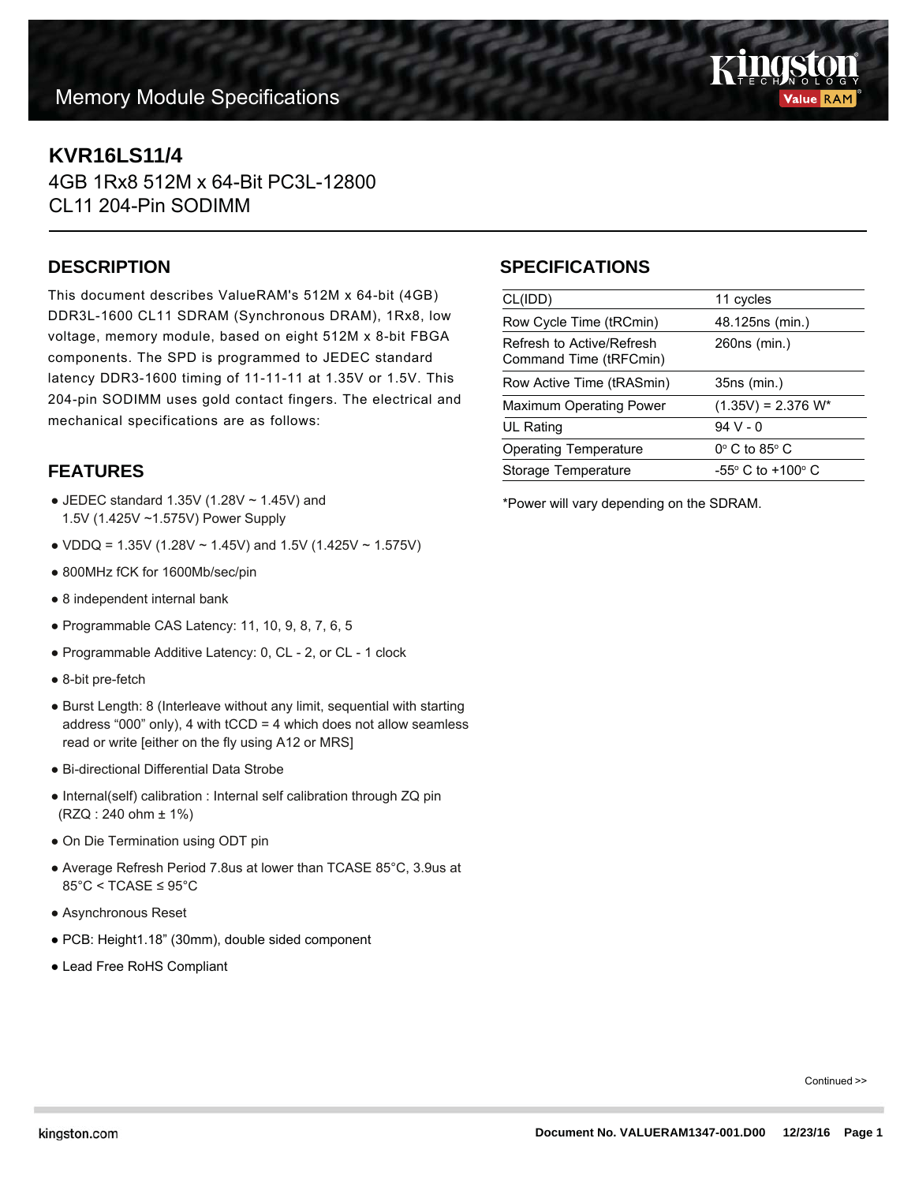Memory Module Specifications

# KVR16LS11/4

4GB 1Rx8 512M x 64-Bit PC3L-12800
CL11 204-Pin SODIMM

## DESCRIPTION

This document describes ValueRAM's 512M x 64-bit (4GB) DDR3L-1600 CL11 SDRAM (Synchronous DRAM), 1Rx8, low voltage, memory module, based on eight 512M x 8-bit FBGA components. The SPD is programmed to JEDEC standard latency DDR3-1600 timing of 11-11-11 at 1.35V or 1.5V. This 204-pin SODIMM uses gold contact fingers. The electrical and mechanical specifications are as follows:

## FEATURES

- JEDEC standard 1.35V (1.28V ~ 1.45V) and 1.5V (1.425V ~1.575V) Power Supply
- VDDQ = 1.35V (1.28V ~ 1.45V) and 1.5V (1.425V ~ 1.575V)
- 800MHz fCK for 1600Mb/sec/pin
- 8 independent internal bank
- Programmable CAS Latency: 11, 10, 9, 8, 7, 6, 5
- Programmable Additive Latency: 0, CL - 2, or CL - 1 clock
- 8-bit pre-fetch
- Burst Length: 8 (Interleave without any limit, sequential with starting address “000” only), 4 with tCCD = 4 which does not allow seamless read or write [either on the fly using A12 or MRS]
- Bi-directional Differential Data Strobe
- Internal(self) calibration : Internal self calibration through ZQ pin (RZQ : 240 ohm ± 1%)
- On Die Termination using ODT pin
- Average Refresh Period 7.8us at lower than TCASE 85°C, 3.9us at 85°C < TCASE ≤ 95°C
- Asynchronous Reset
- PCB: Height1.18” (30mm), double sided component
- Lead Free RoHS Compliant

## SPECIFICATIONS

| | |
|---|---|
| CL(IDD) | 11 cycles |
| Row Cycle Time (tRCmin) | 48.125ns (min.) |
| Refresh to Active/Refresh Command Time (tRFCmin) | 260ns (min.) |
| Row Active Time (tRASmin) | 35ns (min.) |
| Maximum Operating Power | (1.35V) = 2.376 W* |
| UL Rating | 94 V - 0 |
| Operating Temperature | 0° C to 85° C |
| Storage Temperature | -55° C to +100° C |

*Power will vary depending on the SDRAM.

Continued >>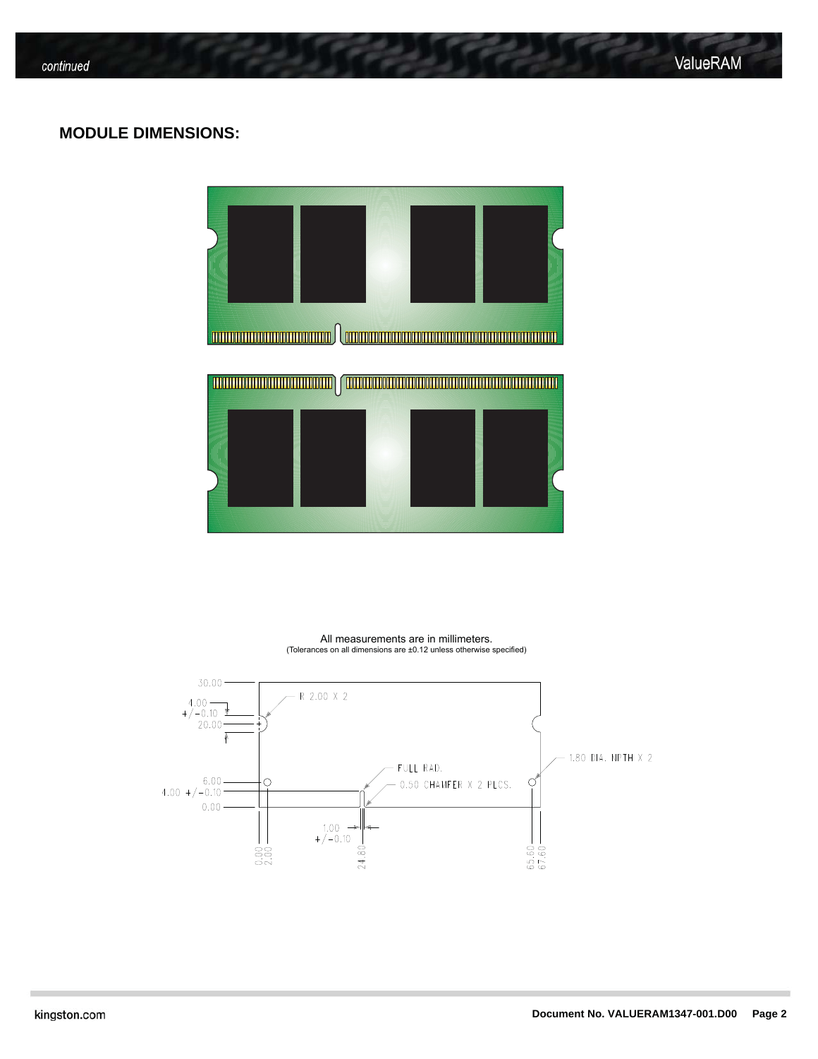## MODULE DIMENSIONS:

All measurements are in millimeters.
(Tolerances on all dimensions are ±0.12 unless otherwise specified)

30.00
4.00
+/-0.10
20.00
R 2.00 X 2
1.80 DIA. NPTH X 2
FULL RAD.
0.50 CHAMFER X 2 PLCS.
6.00
4.00 +/-0.10
0.00
1.00
+/-0.10
0.00
2.00
24.80
65.60
67.60